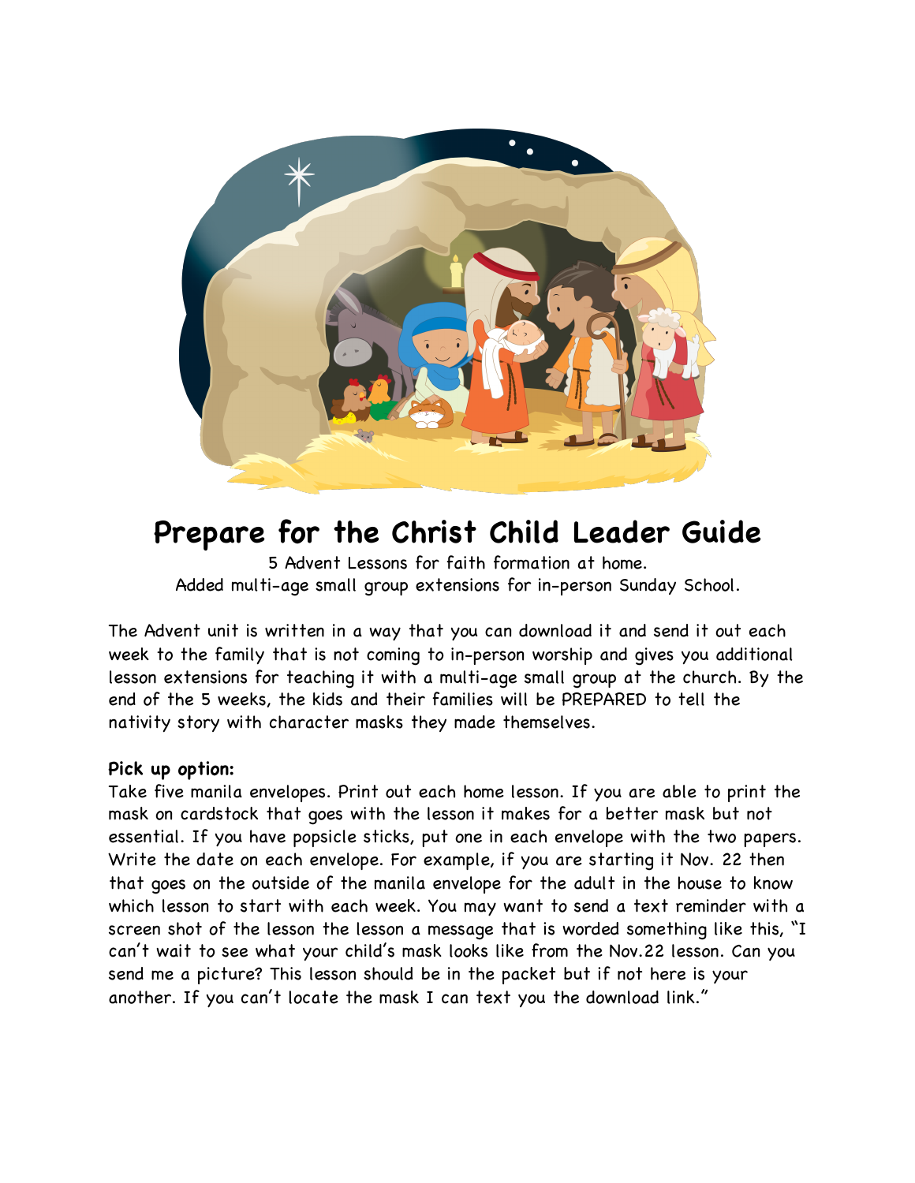# Prepare for the Christ Child Leader Guide

5 Advent Lessons for faith formation at home.
Added multi-age small group extensions for in-person Sunday School.

The Advent unit is written in a way that you can download it and send it out each week to the family that is not coming to in-person worship and gives you additional lesson extensions for teaching it with a multi-age small group at the church. By the end of the 5 weeks, the kids and their families will be PREPARED to tell the nativity story with character masks they made themselves.

**Pick up option:**
Take five manila envelopes. Print out each home lesson. If you are able to print the mask on cardstock that goes with the lesson it makes for a better mask but not essential. If you have popsicle sticks, put one in each envelope with the two papers. Write the date on each envelope. For example, if you are starting it Nov. 22 then that goes on the outside of the manila envelope for the adult in the house to know which lesson to start with each week. You may want to send a text reminder with a screen shot of the lesson the lesson a message that is worded something like this, "I can't wait to see what your child's mask looks like from the Nov.22 lesson. Can you send me a picture? This lesson should be in the packet but if not here is your another. If you can't locate the mask I can text you the download link."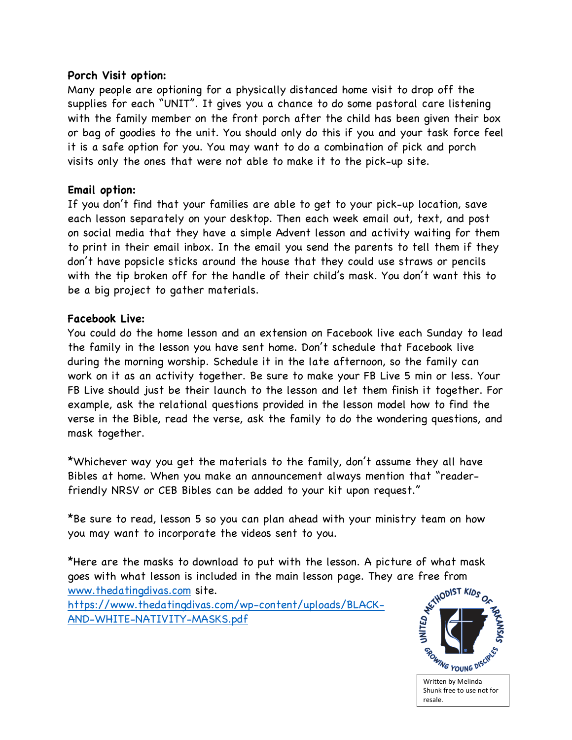**Porch Visit option:**
Many people are optioning for a physically distanced home visit to drop off the supplies for each "UNIT". It gives you a chance to do some pastoral care listening with the family member on the front porch after the child has been given their box or bag of goodies to the unit. You should only do this if you and your task force feel it is a safe option for you. You may want to do a combination of pick and porch visits only the ones that were not able to make it to the pick-up site.

**Email option:**
If you don't find that your families are able to get to your pick-up location, save each lesson separately on your desktop. Then each week email out, text, and post on social media that they have a simple Advent lesson and activity waiting for them to print in their email inbox. In the email you send the parents to tell them if they don't have popsicle sticks around the house that they could use straws or pencils with the tip broken off for the handle of their child's mask. You don't want this to be a big project to gather materials.

**Facebook Live:**
You could do the home lesson and an extension on Facebook live each Sunday to lead the family in the lesson you have sent home. Don't schedule that Facebook live during the morning worship. Schedule it in the late afternoon, so the family can work on it as an activity together. Be sure to make your FB Live 5 min or less. Your FB Live should just be their launch to the lesson and let them finish it together. For example, ask the relational questions provided in the lesson model how to find the verse in the Bible, read the verse, ask the family to do the wondering questions, and mask together.

*Whichever way you get the materials to the family, don't assume they all have Bibles at home. When you make an announcement always mention that "reader-friendly NRSV or CEB Bibles can be added to your kit upon request."

*Be sure to read, lesson 5 so you can plan ahead with your ministry team on how you may want to incorporate the videos sent to you.

*Here are the masks to download to put with the lesson. A picture of what mask goes with what lesson is included in the main lesson page. They are free from [www.thedatingdivas.com](http://www.thedatingdivas.com) site.
[https://www.thedatingdivas.com/wp-content/uploads/BLACK-AND-WHITE-NATIVITY-MASKS.pdf](https://www.thedatingdivas.com/wp-content/uploads/BLACK-AND-WHITE-NATIVITY-MASKS.pdf)

UNITED METHODIST KIDS OF ARKANSAS — GROWING YOUNG DISCIPLES

Written by Melinda Shunk free to use not for resale.